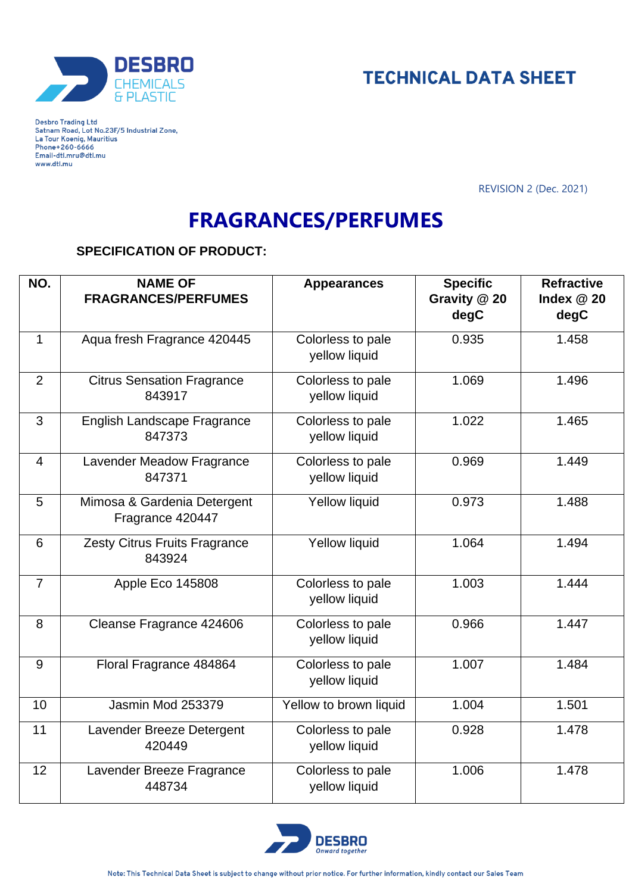Desbro Trading Ltd
Satnam Road, Lot No.23F/5 Industrial Zone,
La Tour Koenig, Mauritius
Phone+260-6666
Email-dtl.mru@dtl.mu
www.dtl.mu

# TECHNICAL DATA SHEET

REVISION 2 (Dec. 2021)

# FRAGRANCES/PERFUMES

**SPECIFICATION OF PRODUCT:**

| NO. | NAME OF FRAGRANCES/PERFUMES | Appearances | Specific Gravity @ 20 degC | Refractive Index @ 20 degC |
|---|---|---|---|---|
| 1 | Aqua fresh Fragrance 420445 | Colorless to pale yellow liquid | 0.935 | 1.458 |
| 2 | Citrus Sensation Fragrance 843917 | Colorless to pale yellow liquid | 1.069 | 1.496 |
| 3 | English Landscape Fragrance 847373 | Colorless to pale yellow liquid | 1.022 | 1.465 |
| 4 | Lavender Meadow Fragrance 847371 | Colorless to pale yellow liquid | 0.969 | 1.449 |
| 5 | Mimosa & Gardenia Detergent Fragrance 420447 | Yellow liquid | 0.973 | 1.488 |
| 6 | Zesty Citrus Fruits Fragrance 843924 | Yellow liquid | 1.064 | 1.494 |
| 7 | Apple Eco 145808 | Colorless to pale yellow liquid | 1.003 | 1.444 |
| 8 | Cleanse Fragrance 424606 | Colorless to pale yellow liquid | 0.966 | 1.447 |
| 9 | Floral Fragrance 484864 | Colorless to pale yellow liquid | 1.007 | 1.484 |
| 10 | Jasmin Mod 253379 | Yellow to brown liquid | 1.004 | 1.501 |
| 11 | Lavender Breeze Detergent 420449 | Colorless to pale yellow liquid | 0.928 | 1.478 |
| 12 | Lavender Breeze Fragrance 448734 | Colorless to pale yellow liquid | 1.006 | 1.478 |

Note: This Technical Data Sheet is subject to change without prior notice. For further information, kindly contact our Sales Team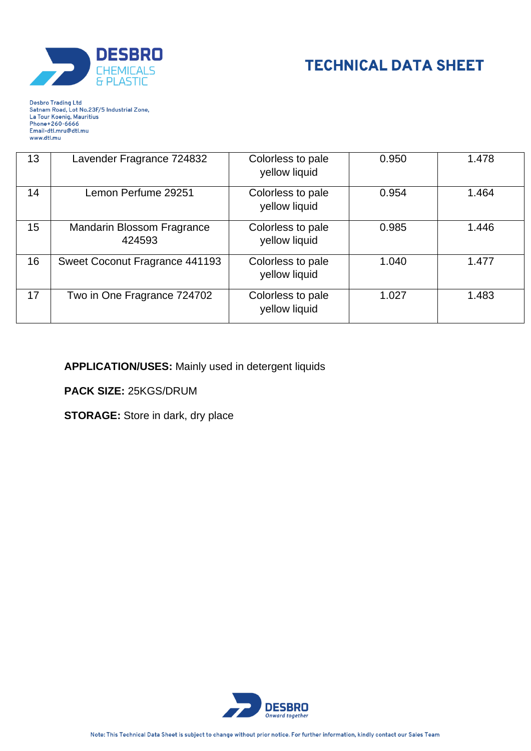Desbro Trading Ltd
Satnam Road, Lot No.23F/5 Industrial Zone,
La Tour Koenig, Mauritius
Phone+260-6666
Email-dtl.mru@dtl.mu
www.dtl.mu

# TECHNICAL DATA SHEET

| | | | | |
|---|---|---|---|---|
| 13 | Lavender Fragrance 724832 | Colorless to pale yellow liquid | 0.950 | 1.478 |
| 14 | Lemon Perfume 29251 | Colorless to pale yellow liquid | 0.954 | 1.464 |
| 15 | Mandarin Blossom Fragrance 424593 | Colorless to pale yellow liquid | 0.985 | 1.446 |
| 16 | Sweet Coconut Fragrance 441193 | Colorless to pale yellow liquid | 1.040 | 1.477 |
| 17 | Two in One Fragrance 724702 | Colorless to pale yellow liquid | 1.027 | 1.483 |

**APPLICATION/USES:** Mainly used in detergent liquids

**PACK SIZE:** 25KGS/DRUM

**STORAGE:** Store in dark, dry place

Note: This Technical Data Sheet is subject to change without prior notice. For further information, kindly contact our Sales Team